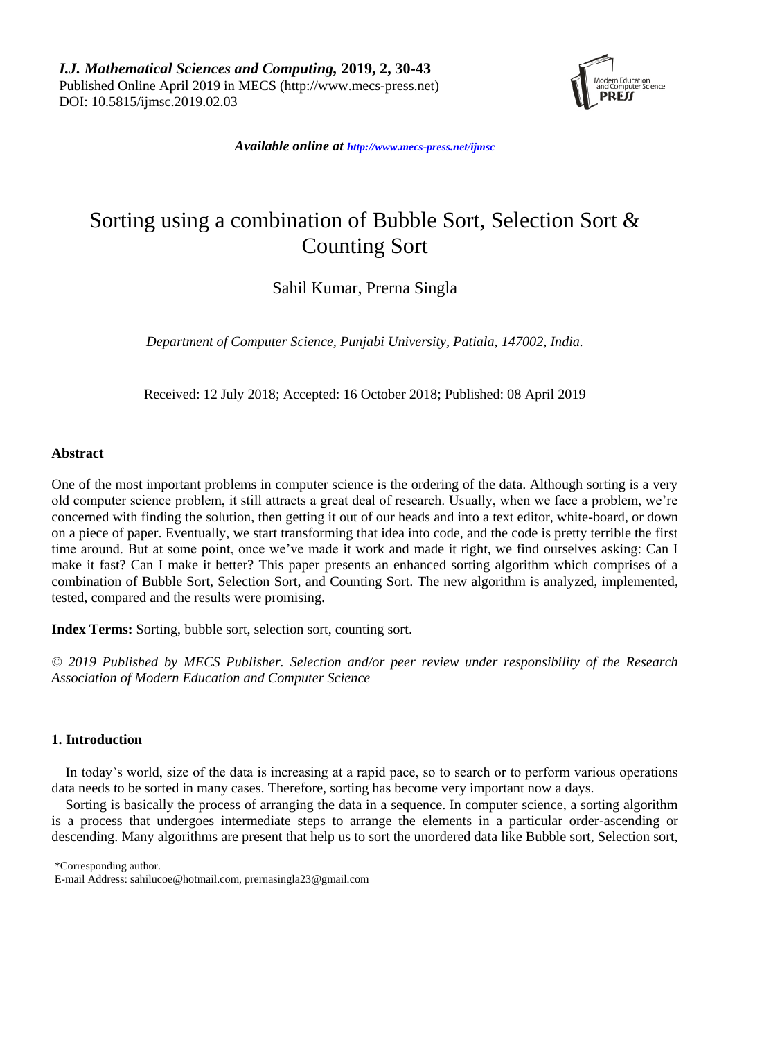# Sorting using a combination of Bubble Sort, Selection Sort & Counting Sort

Sahil Kumar, Prerna Singla

*Department of Computer Science, Punjabi University, Patiala, 147002, India.*

Received: 12 July 2018; Accepted: 16 October 2018; Published: 08 April 2019

---

### Abstract

One of the most important problems in computer science is the ordering of the data. Although sorting is a very old computer science problem, it still attracts a great deal of research. Usually, when we face a problem, we're concerned with finding the solution, then getting it out of our heads and into a text editor, white-board, or down on a piece of paper. Eventually, we start transforming that idea into code, and the code is pretty terrible the first time around. But at some point, once we've made it work and made it right, we find ourselves asking: Can I make it fast? Can I make it better? This paper presents an enhanced sorting algorithm which comprises of a combination of Bubble Sort, Selection Sort, and Counting Sort. The new algorithm is analyzed, implemented, tested, compared and the results were promising.

**Index Terms:** Sorting, bubble sort, selection sort, counting sort.

*© 2019 Published by MECS Publisher. Selection and/or peer review under responsibility of the Research Association of Modern Education and Computer Science*

---

### 1. Introduction

In today's world, size of the data is increasing at a rapid pace, so to search or to perform various operations data needs to be sorted in many cases. Therefore, sorting has become very important now a days.

Sorting is basically the process of arranging the data in a sequence. In computer science, a sorting algorithm is a process that undergoes intermediate steps to arrange the elements in a particular order-ascending or descending. Many algorithms are present that help us to sort the unordered data like Bubble sort, Selection sort,

\*Corresponding author.
E-mail Address: sahilucoe@hotmail.com, prernasingla23@gmail.com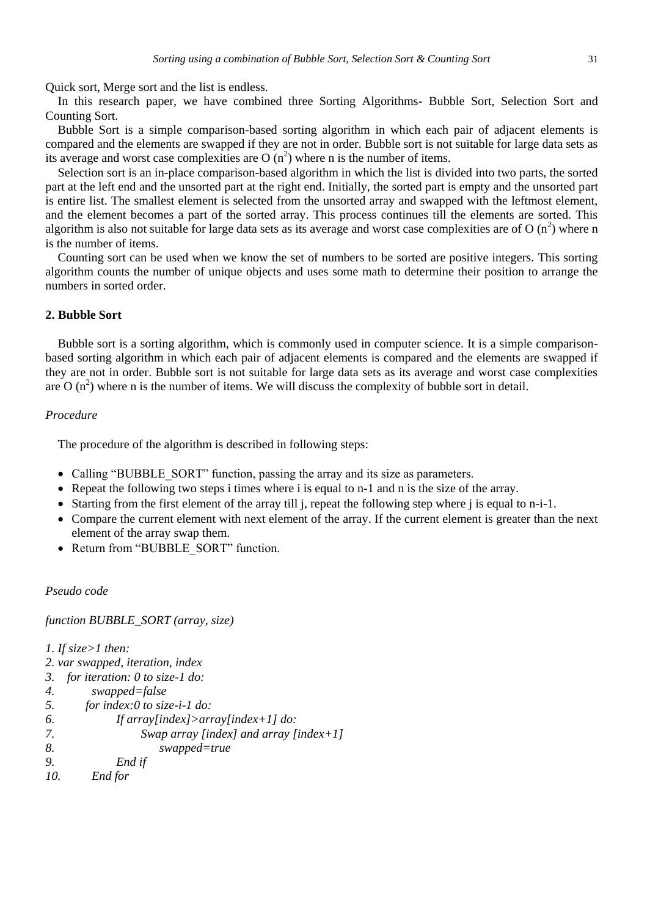Quick sort, Merge sort and the list is endless.

In this research paper, we have combined three Sorting Algorithms- Bubble Sort, Selection Sort and Counting Sort.

Bubble Sort is a simple comparison-based sorting algorithm in which each pair of adjacent elements is compared and the elements are swapped if they are not in order. Bubble sort is not suitable for large data sets as its average and worst case complexities are O $(n^2)$ where n is the number of items.

Selection sort is an in-place comparison-based algorithm in which the list is divided into two parts, the sorted part at the left end and the unsorted part at the right end. Initially, the sorted part is empty and the unsorted part is entire list. The smallest element is selected from the unsorted array and swapped with the leftmost element, and the element becomes a part of the sorted array. This process continues till the elements are sorted. This algorithm is also not suitable for large data sets as its average and worst case complexities are of O $(n^2)$ where n is the number of items.

Counting sort can be used when we know the set of numbers to be sorted are positive integers. This sorting algorithm counts the number of unique objects and uses some math to determine their position to arrange the numbers in sorted order.

## 2. Bubble Sort

Bubble sort is a sorting algorithm, which is commonly used in computer science. It is a simple comparison-based sorting algorithm in which each pair of adjacent elements is compared and the elements are swapped if they are not in order. Bubble sort is not suitable for large data sets as its average and worst case complexities are O $(n^2)$ where n is the number of items. We will discuss the complexity of bubble sort in detail.

*Procedure*

The procedure of the algorithm is described in following steps:

- Calling "BUBBLE_SORT" function, passing the array and its size as parameters.
- Repeat the following two steps i times where i is equal to n-1 and n is the size of the array.
- Starting from the first element of the array till j, repeat the following step where j is equal to n-i-1.
- Compare the current element with next element of the array. If the current element is greater than the next element of the array swap them.
- Return from "BUBBLE_SORT" function.

*Pseudo code*

*function BUBBLE_SORT (array, size)*

```
1. If size>1 then:
2. var swapped, iteration, index
3.   for iteration: 0 to size-1 do:
4.        swapped=false
5.      for index:0 to size-i-1 do:
6.           If array[index]>array[index+1] do:
7.                Swap array [index] and array [index+1]
8.                     swapped=true
9.           End if
10.      End for
```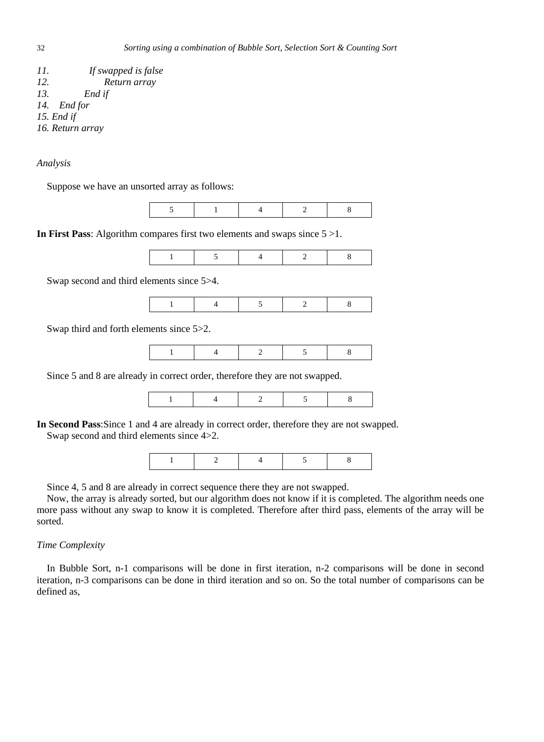*11.             If swapped is false*
*12.                  Return array*
*13.            End if*
*14.    End for*
*15. End if*
*16. Return array*

*Analysis*

Suppose we have an unsorted array as follows:

| 5 | 1 | 4 | 2 | 8 |
|---|---|---|---|---|

**In First Pass**: Algorithm compares first two elements and swaps since 5 >1.

| 1 | 5 | 4 | 2 | 8 |
|---|---|---|---|---|

Swap second and third elements since 5>4.

| 1 | 4 | 5 | 2 | 8 |
|---|---|---|---|---|

Swap third and forth elements since 5>2.

| 1 | 4 | 2 | 5 | 8 |
|---|---|---|---|---|

Since 5 and 8 are already in correct order, therefore they are not swapped.

| 1 | 4 | 2 | 5 | 8 |
|---|---|---|---|---|

**In Second Pass**:Since 1 and 4 are already in correct order, therefore they are not swapped.
Swap second and third elements since 4>2.

| 1 | 2 | 4 | 5 | 8 |
|---|---|---|---|---|

Since 4, 5 and 8 are already in correct sequence there they are not swapped.

Now, the array is already sorted, but our algorithm does not know if it is completed. The algorithm needs one more pass without any swap to know it is completed. Therefore after third pass, elements of the array will be sorted.

*Time Complexity*

In Bubble Sort, n-1 comparisons will be done in first iteration, n-2 comparisons will be done in second iteration, n-3 comparisons can be done in third iteration and so on. So the total number of comparisons can be defined as,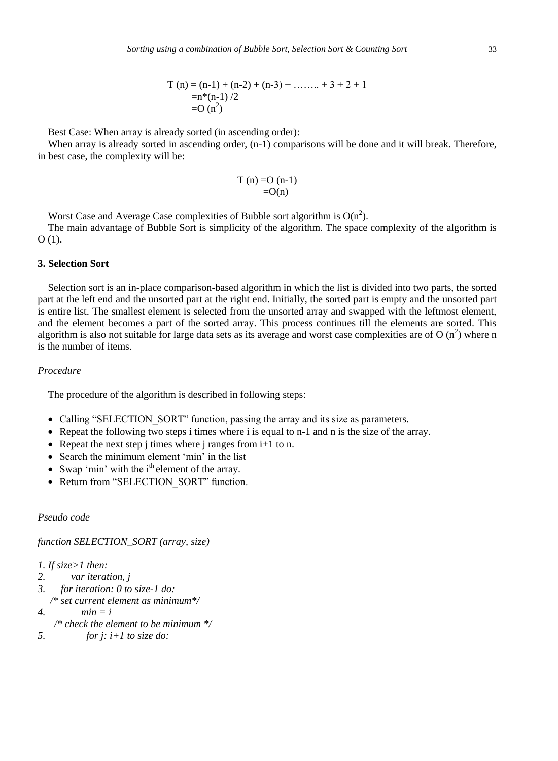$$T(n) = (n-1) + (n-2) + (n-3) + \ldots\ldots + 3 + 2 + 1$$
$$= n*(n-1)/2$$
$$= O(n^2)$$

Best Case: When array is already sorted (in ascending order):

When array is already sorted in ascending order, (n-1) comparisons will be done and it will break. Therefore, in best case, the complexity will be:

$$T(n) = O(n-1)$$
$$= O(n)$$

Worst Case and Average Case complexities of Bubble sort algorithm is $O(n^2)$.

The main advantage of Bubble Sort is simplicity of the algorithm. The space complexity of the algorithm is O (1).

### 3. Selection Sort

Selection sort is an in-place comparison-based algorithm in which the list is divided into two parts, the sorted part at the left end and the unsorted part at the right end. Initially, the sorted part is empty and the unsorted part is entire list. The smallest element is selected from the unsorted array and swapped with the leftmost element, and the element becomes a part of the sorted array. This process continues till the elements are sorted. This algorithm is also not suitable for large data sets as its average and worst case complexities are of $O(n^2)$ where n is the number of items.

*Procedure*

The procedure of the algorithm is described in following steps:

- Calling "SELECTION_SORT" function, passing the array and its size as parameters.
- Repeat the following two steps i times where i is equal to n-1 and n is the size of the array.
- Repeat the next step j times where j ranges from i+1 to n.
- Search the minimum element 'min' in the list
- Swap 'min' with the $i^{th}$ element of the array.
- Return from "SELECTION_SORT" function.

*Pseudo code*

*function SELECTION_SORT (array, size)*

```
1. If size>1 then:
2.        var iteration, j
3.     for iteration: 0 to size-1 do:
    /* set current element as minimum*/
4.            min = i
     /* check the element to be minimum */
5.              for j: i+1 to size do:
```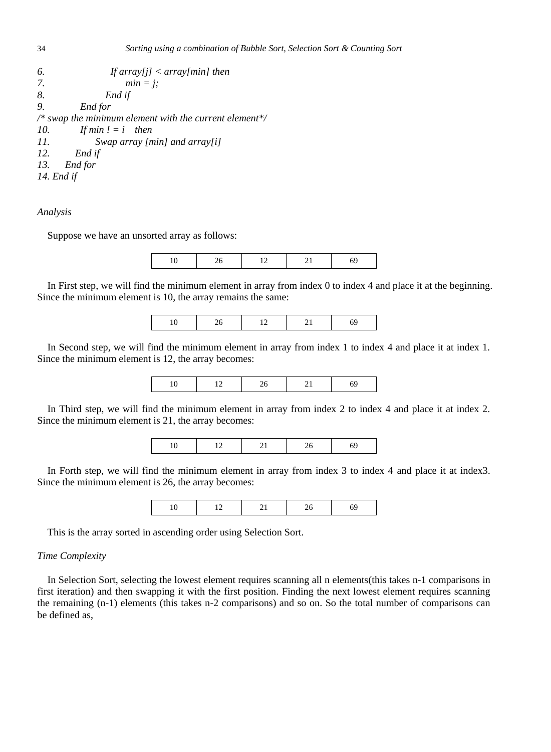```
6.              If array[j] < array[min] then
7.                  min = j;
8.              End if
9.          End for
/* swap the minimum element with the current element*/
10.         If min ! = i    then
11.             Swap array [min] and array[i]
12.         End if
13.     End for
14. End if
```

*Analysis*

Suppose we have an unsorted array as follows:

| 10 | 26 | 12 | 21 | 69 |
|---|---|---|---|---|

In First step, we will find the minimum element in array from index 0 to index 4 and place it at the beginning. Since the minimum element is 10, the array remains the same:

| 10 | 26 | 12 | 21 | 69 |
|---|---|---|---|---|

In Second step, we will find the minimum element in array from index 1 to index 4 and place it at index 1. Since the minimum element is 12, the array becomes:

| 10 | 12 | 26 | 21 | 69 |
|---|---|---|---|---|

In Third step, we will find the minimum element in array from index 2 to index 4 and place it at index 2. Since the minimum element is 21, the array becomes:

| 10 | 12 | 21 | 26 | 69 |
|---|---|---|---|---|

In Forth step, we will find the minimum element in array from index 3 to index 4 and place it at index3. Since the minimum element is 26, the array becomes:

| 10 | 12 | 21 | 26 | 69 |
|---|---|---|---|---|

This is the array sorted in ascending order using Selection Sort.

*Time Complexity*

In Selection Sort, selecting the lowest element requires scanning all n elements(this takes n-1 comparisons in first iteration) and then swapping it with the first position. Finding the next lowest element requires scanning the remaining (n-1) elements (this takes n-2 comparisons) and so on. So the total number of comparisons can be defined as,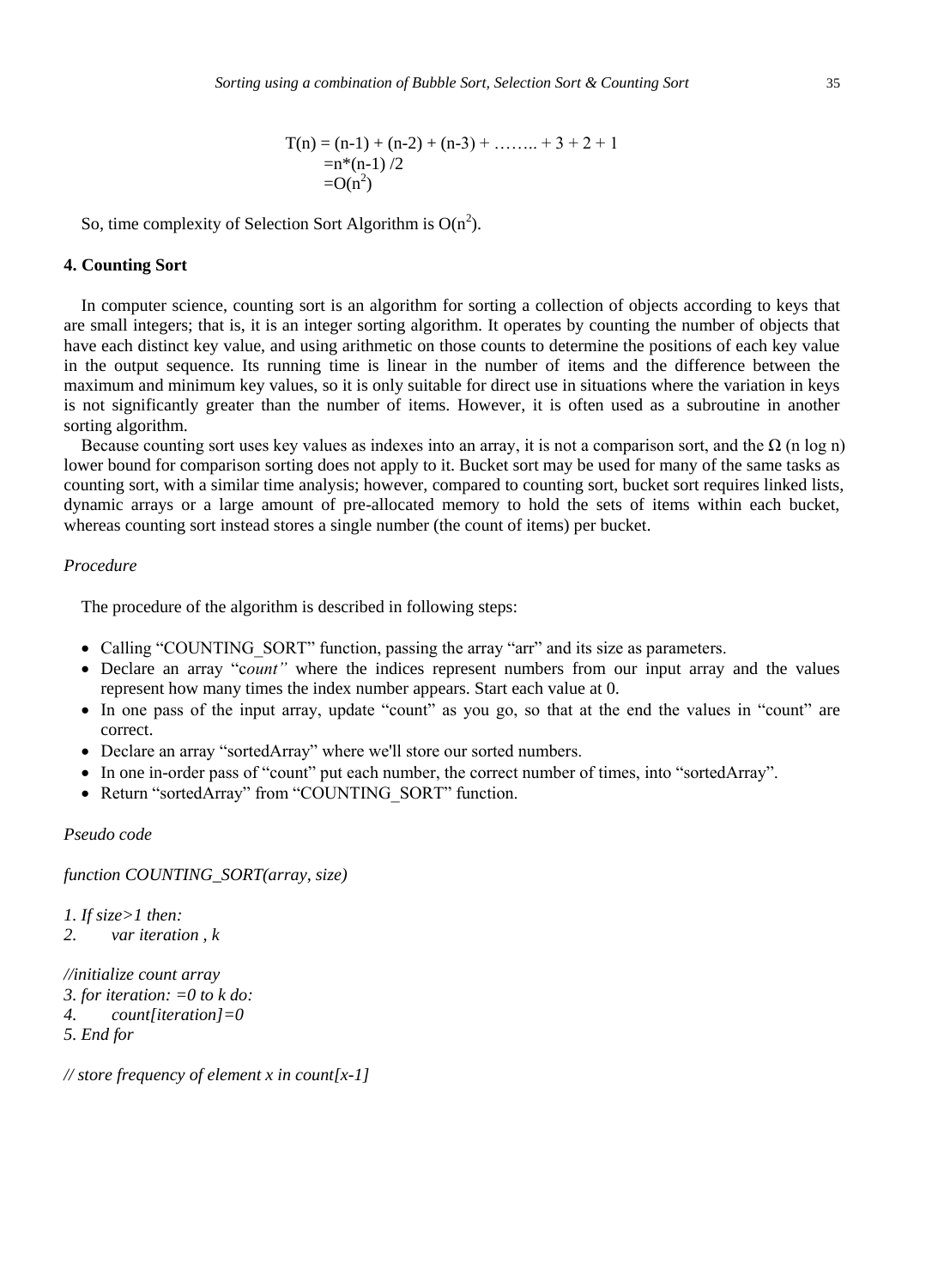$$T(n) = (n-1) + (n-2) + (n-3) + \ldots\ldots + 3 + 2 + 1$$
$$= n*(n-1)/2$$
$$= O(n^2)$$

So, time complexity of Selection Sort Algorithm is $O(n^2)$.

**4. Counting Sort**

In computer science, counting sort is an algorithm for sorting a collection of objects according to keys that are small integers; that is, it is an integer sorting algorithm. It operates by counting the number of objects that have each distinct key value, and using arithmetic on those counts to determine the positions of each key value in the output sequence. Its running time is linear in the number of items and the difference between the maximum and minimum key values, so it is only suitable for direct use in situations where the variation in keys is not significantly greater than the number of items. However, it is often used as a subroutine in another sorting algorithm.

Because counting sort uses key values as indexes into an array, it is not a comparison sort, and the $\Omega$ (n log n) lower bound for comparison sorting does not apply to it. Bucket sort may be used for many of the same tasks as counting sort, with a similar time analysis; however, compared to counting sort, bucket sort requires linked lists, dynamic arrays or a large amount of pre-allocated memory to hold the sets of items within each bucket, whereas counting sort instead stores a single number (the count of items) per bucket.

*Procedure*

The procedure of the algorithm is described in following steps:

- Calling “COUNTING_SORT” function, passing the array “arr” and its size as parameters.
- Declare an array “c*ount”* where the indices represent numbers from our input array and the values represent how many times the index number appears. Start each value at 0.
- In one pass of the input array, update “count” as you go, so that at the end the values in “count” are correct.
- Declare an array “sortedArray” where we'll store our sorted numbers.
- In one in-order pass of “count” put each number, the correct number of times, into “sortedArray”.
- Return “sortedArray” from “COUNTING_SORT” function.

*Pseudo code*

*function COUNTING_SORT(array, size)*

```
1. If size>1 then:
2.      var iteration , k

//initialize count array
3. for iteration: =0 to k do:
4.      count[iteration]=0
5. End for

// store frequency of element x in count[x-1]
```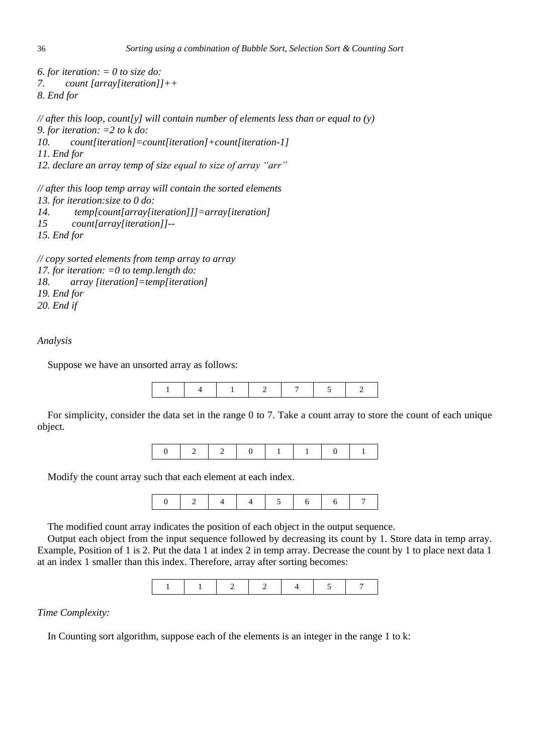*6. for iteration: = 0 to size do:*
*7. count [array[iteration]]++*
*8. End for*

*// after this loop, count[y] will contain number of elements less than or equal to (y)*
*9. for iteration: =2 to k do:*
*10. count[iteration]=count[iteration]+count[iteration-1]*
*11. End for*
*12. declare an array temp of size equal to size of array "arr"*

*// after this loop temp array will contain the sorted elements*
*13. for iteration:size to 0 do:*
*14. temp[count[array[iteration]]]=array[iteration]*
*15 count[array[iteration]]--*
*15. End for*

*// copy sorted elements from temp array to array*
*17. for iteration: =0 to temp.length do:*
*18. array [iteration]=temp[iteration]*
*19. End for*
*20. End if*

*Analysis*

Suppose we have an unsorted array as follows:

| 1 | 4 | 1 | 2 | 7 | 5 | 2 |
|---|---|---|---|---|---|---|

For simplicity, consider the data set in the range 0 to 7. Take a count array to store the count of each unique object.

| 0 | 2 | 2 | 0 | 1 | 1 | 0 | 1 |
|---|---|---|---|---|---|---|---|

Modify the count array such that each element at each index.

| 0 | 2 | 4 | 4 | 5 | 6 | 6 | 7 |
|---|---|---|---|---|---|---|---|

The modified count array indicates the position of each object in the output sequence.

Output each object from the input sequence followed by decreasing its count by 1. Store data in temp array. Example, Position of 1 is 2. Put the data 1 at index 2 in temp array. Decrease the count by 1 to place next data 1 at an index 1 smaller than this index. Therefore, array after sorting becomes:

| 1 | 1 | 2 | 2 | 4 | 5 | 7 |
|---|---|---|---|---|---|---|

*Time Complexity:*

In Counting sort algorithm, suppose each of the elements is an integer in the range 1 to k: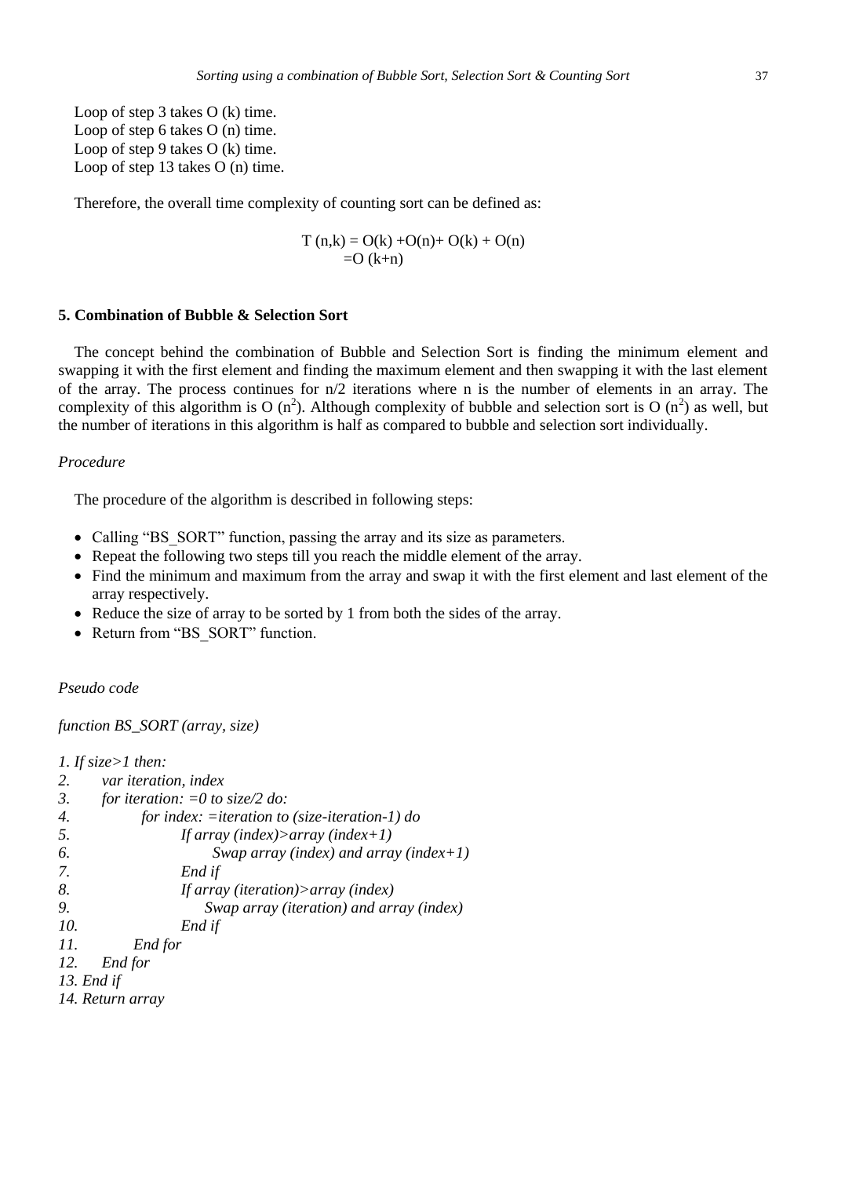Loop of step 3 takes O (k) time.
Loop of step 6 takes O (n) time.
Loop of step 9 takes O (k) time.
Loop of step 13 takes O (n) time.

Therefore, the overall time complexity of counting sort can be defined as:

$$T(n,k) = O(k) + O(n) + O(k) + O(n)$$
$$= O(k+n)$$

### 5. Combination of Bubble & Selection Sort

The concept behind the combination of Bubble and Selection Sort is finding the minimum element and swapping it with the first element and finding the maximum element and then swapping it with the last element of the array. The process continues for n/2 iterations where n is the number of elements in an array. The complexity of this algorithm is O ($n^2$). Although complexity of bubble and selection sort is O ($n^2$) as well, but the number of iterations in this algorithm is half as compared to bubble and selection sort individually.

*Procedure*

The procedure of the algorithm is described in following steps:

- Calling "BS_SORT" function, passing the array and its size as parameters.
- Repeat the following two steps till you reach the middle element of the array.
- Find the minimum and maximum from the array and swap it with the first element and last element of the array respectively.
- Reduce the size of array to be sorted by 1 from both the sides of the array.
- Return from "BS_SORT" function.

*Pseudo code*

*function BS_SORT (array, size)*

```
1. If size>1 then:
2.      var iteration, index
3.      for iteration: =0 to size/2 do:
4.              for index: =iteration to (size-iteration-1) do
5.                      If array (index)>array (index+1)
6.                              Swap array (index) and array (index+1)
7.                      End if
8.                      If array (iteration)>array (index)
9.                              Swap array (iteration) and array (index)
10.                     End if
11.             End for
12.     End for
13. End if
14. Return array
```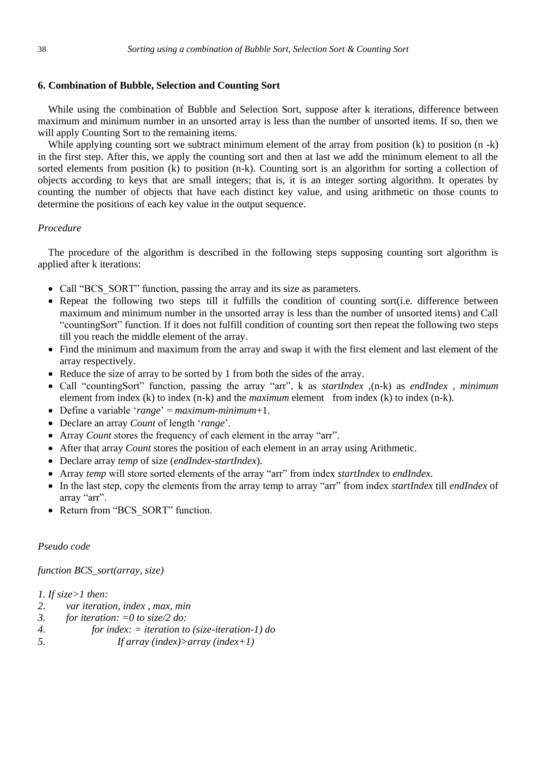## 6. Combination of Bubble, Selection and Counting Sort

While using the combination of Bubble and Selection Sort, suppose after k iterations, difference between maximum and minimum number in an unsorted array is less than the number of unsorted items. If so, then we will apply Counting Sort to the remaining items.

While applying counting sort we subtract minimum element of the array from position (k) to position (n -k) in the first step. After this, we apply the counting sort and then at last we add the minimum element to all the sorted elements from position (k) to position (n-k). Counting sort is an algorithm for sorting a collection of objects according to keys that are small integers; that is, it is an integer sorting algorithm. It operates by counting the number of objects that have each distinct key value, and using arithmetic on those counts to determine the positions of each key value in the output sequence.

*Procedure*

The procedure of the algorithm is described in the following steps supposing counting sort algorithm is applied after k iterations:

- Call "BCS_SORT" function, passing the array and its size as parameters.
- Repeat the following two steps till it fulfills the condition of counting sort(i.e. difference between maximum and minimum number in the unsorted array is less than the number of unsorted items) and Call "countingSort" function. If it does not fulfill condition of counting sort then repeat the following two steps till you reach the middle element of the array.
- Find the minimum and maximum from the array and swap it with the first element and last element of the array respectively.
- Reduce the size of array to be sorted by 1 from both the sides of the array.
- Call "countingSort" function, passing the array "arr", k as *startIndex* ,(n-k) as *endIndex* , *minimum* element from index (k) to index (n-k) and the *maximum* element from index (k) to index (n-k).
- Define a variable '*range*' = *maximum*-*minimum*+1.
- Declare an array *Count* of length '*range*'.
- Array *Count* stores the frequency of each element in the array "arr".
- After that array *Count* stores the position of each element in an array using Arithmetic.
- Declare array *temp* of size (*endIndex*-*startIndex*).
- Array *temp* will store sorted elements of the array "arr" from index *startIndex* to *endIndex*.
- In the last step, copy the elements from the array temp to array "arr" from index *startIndex* till *endIndex* of array "arr".
- Return from "BCS_SORT" function.

*Pseudo code*

*function BCS_sort(array, size)*

```
1. If size>1 then:
2.       var iteration, index , max, min
3.       for iteration: =0 to size/2 do:
4.             for index: = iteration to (size-iteration-1) do
5.                   If array (index)>array (index+1)
```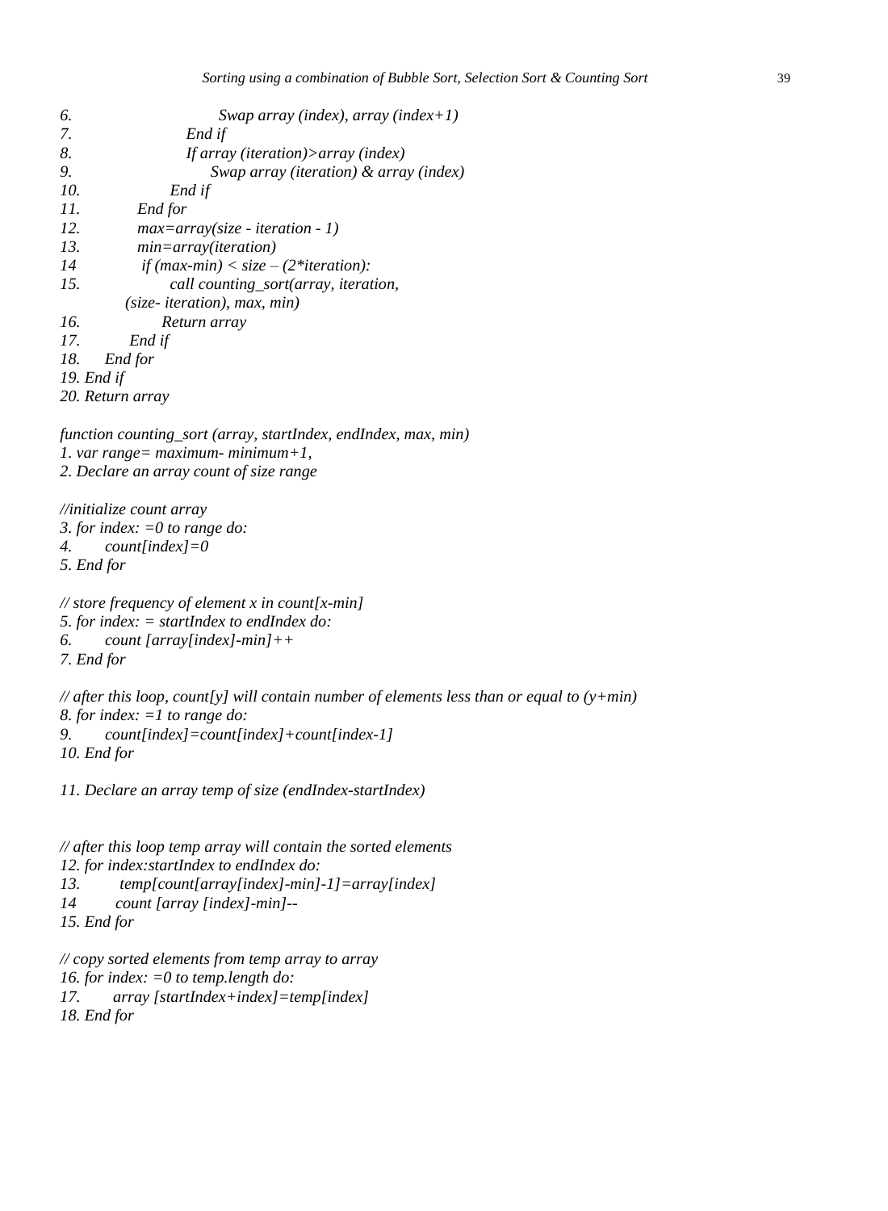```
6.                      Swap array (index), array (index+1)
7.                  End if
8.                  If array (iteration)>array (index)
9.                      Swap array (iteration) & array (index)
10.             End if
11.         End for
12.         max=array(size - iteration - 1)
13.         min=array(iteration)
14          if (max-min) < size – (2*iteration):
15.             call counting_sort(array, iteration,
        (size- iteration), max, min)
16.             Return array
17.         End if
18.     End for
19. End if
20. Return array
```

```
function counting_sort (array, startIndex, endIndex, max, min)
1. var range= maximum- minimum+1,
2. Declare an array count of size range

//initialize count array
3. for index: =0 to range do:
4.      count[index]=0
5. End for

// store frequency of element x in count[x-min]
5. for index: = startIndex to endIndex do:
6.      count [array[index]-min]++
7. End for

// after this loop, count[y] will contain number of elements less than or equal to (y+min)
8. for index: =1 to range do:
9.      count[index]=count[index]+count[index-1]
10. End for

11. Declare an array temp of size (endIndex-startIndex)


// after this loop temp array will contain the sorted elements
12. for index:startIndex to endIndex do:
13.      temp[count[array[index]-min]-1]=array[index]
14       count [array [index]-min]--
15. End for

// copy sorted elements from temp array to array
16. for index: =0 to temp.length do:
17.      array [startIndex+index]=temp[index]
18. End for
```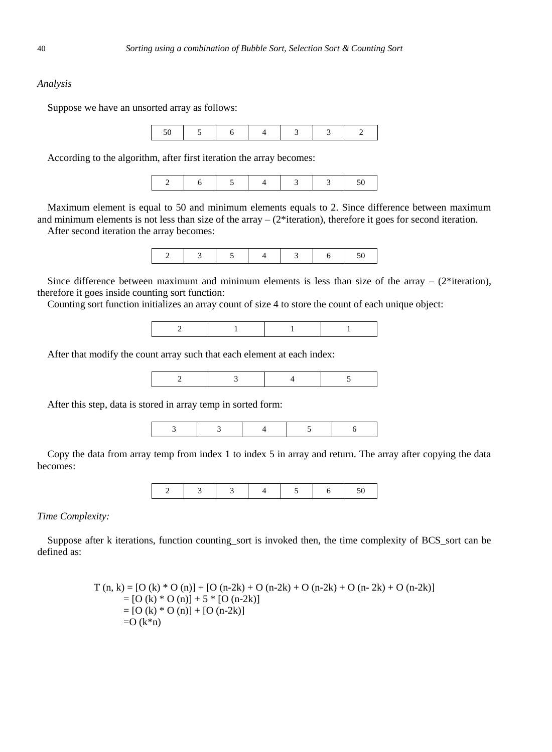*Analysis*

Suppose we have an unsorted array as follows:

| 50 | 5 | 6 | 4 | 3 | 3 | 2 |
|---|---|---|---|---|---|---|

According to the algorithm, after first iteration the array becomes:

| 2 | 6 | 5 | 4 | 3 | 3 | 50 |
|---|---|---|---|---|---|---|

Maximum element is equal to 50 and minimum elements equals to 2. Since difference between maximum and minimum elements is not less than size of the array – (2*iteration), therefore it goes for second iteration.

After second iteration the array becomes:

| 2 | 3 | 5 | 4 | 3 | 6 | 50 |
|---|---|---|---|---|---|---|

Since difference between maximum and minimum elements is less than size of the array – (2*iteration), therefore it goes inside counting sort function:

Counting sort function initializes an array count of size 4 to store the count of each unique object:

| 2 | 1 | 1 | 1 |
|---|---|---|---|

After that modify the count array such that each element at each index:

| 2 | 3 | 4 | 5 |
|---|---|---|---|

After this step, data is stored in array temp in sorted form:

| 3 | 3 | 4 | 5 | 6 |
|---|---|---|---|---|

Copy the data from array temp from index 1 to index 5 in array and return. The array after copying the data becomes:

| 2 | 3 | 3 | 4 | 5 | 6 | 50 |
|---|---|---|---|---|---|---|

*Time Complexity:*

Suppose after k iterations, function counting_sort is invoked then, the time complexity of BCS_sort can be defined as:

$$
\begin{aligned}
T(n, k) &= [O(k) * O(n)] + [O(n-2k) + O(n-2k) + O(n-2k) + O(n-2k) + O(n-2k)] \\
&= [O(k) * O(n)] + 5 * [O(n-2k)] \\
&= [O(k) * O(n)] + [O(n-2k)] \\
&= O(k*n)
\end{aligned}
$$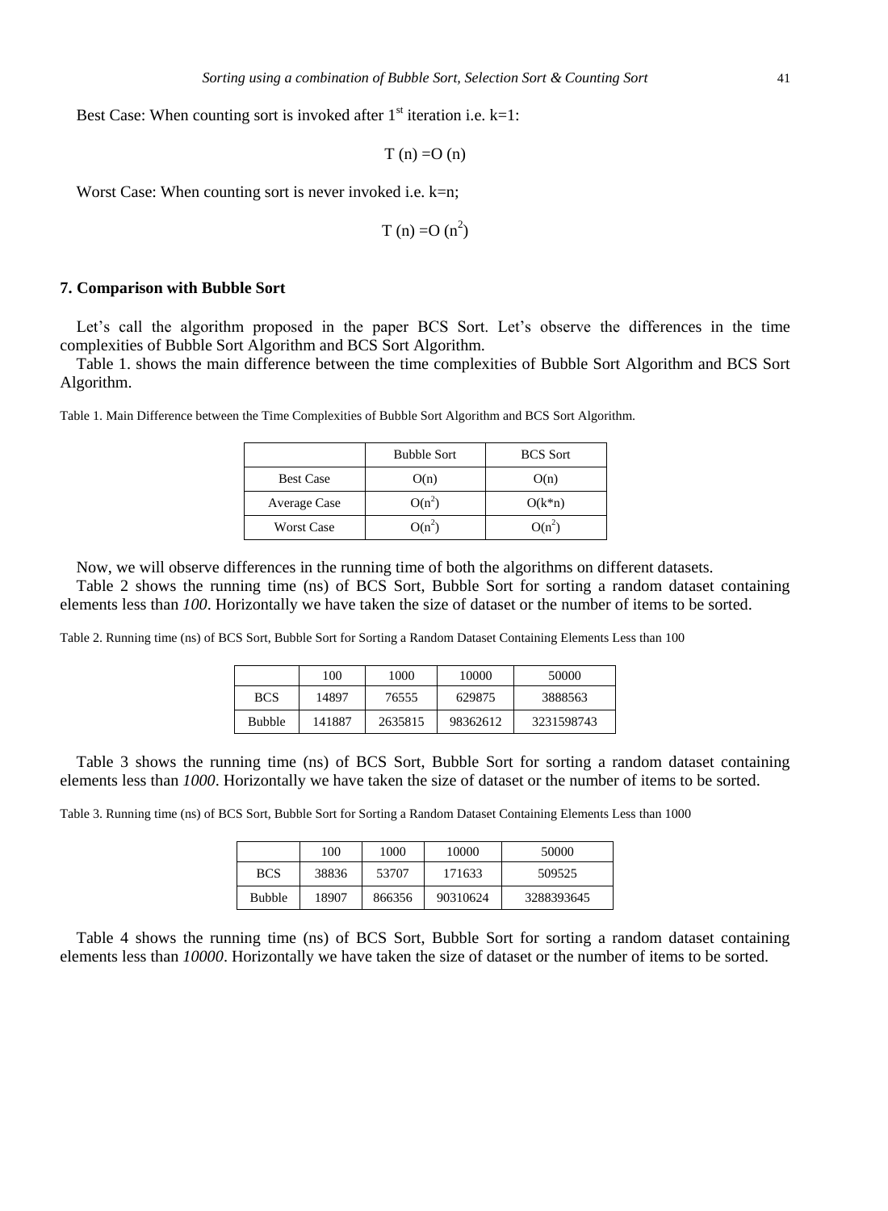Best Case: When counting sort is invoked after 1st iteration i.e. k=1:

$$T(n) = O(n)$$

Worst Case: When counting sort is never invoked i.e. k=n;

$$T(n) = O(n^2)$$

## 7. Comparison with Bubble Sort

Let's call the algorithm proposed in the paper BCS Sort. Let's observe the differences in the time complexities of Bubble Sort Algorithm and BCS Sort Algorithm.

Table 1. shows the main difference between the time complexities of Bubble Sort Algorithm and BCS Sort Algorithm.

Table 1. Main Difference between the Time Complexities of Bubble Sort Algorithm and BCS Sort Algorithm.

| | Bubble Sort | BCS Sort |
|---|---|---|
| Best Case | $O(n)$ | $O(n)$ |
| Average Case | $O(n^2)$ | $O(k*n)$ |
| Worst Case | $O(n^2)$ | $O(n^2)$ |

Now, we will observe differences in the running time of both the algorithms on different datasets.

Table 2 shows the running time (ns) of BCS Sort, Bubble Sort for sorting a random dataset containing elements less than *100*. Horizontally we have taken the size of dataset or the number of items to be sorted.

Table 2. Running time (ns) of BCS Sort, Bubble Sort for Sorting a Random Dataset Containing Elements Less than 100

| | 100 | 1000 | 10000 | 50000 |
|---|---|---|---|---|
| BCS | 14897 | 76555 | 629875 | 3888563 |
| Bubble | 141887 | 2635815 | 98362612 | 3231598743 |

Table 3 shows the running time (ns) of BCS Sort, Bubble Sort for sorting a random dataset containing elements less than *1000*. Horizontally we have taken the size of dataset or the number of items to be sorted.

Table 3. Running time (ns) of BCS Sort, Bubble Sort for Sorting a Random Dataset Containing Elements Less than 1000

| | 100 | 1000 | 10000 | 50000 |
|---|---|---|---|---|
| BCS | 38836 | 53707 | 171633 | 509525 |
| Bubble | 18907 | 866356 | 90310624 | 3288393645 |

Table 4 shows the running time (ns) of BCS Sort, Bubble Sort for sorting a random dataset containing elements less than *10000*. Horizontally we have taken the size of dataset or the number of items to be sorted.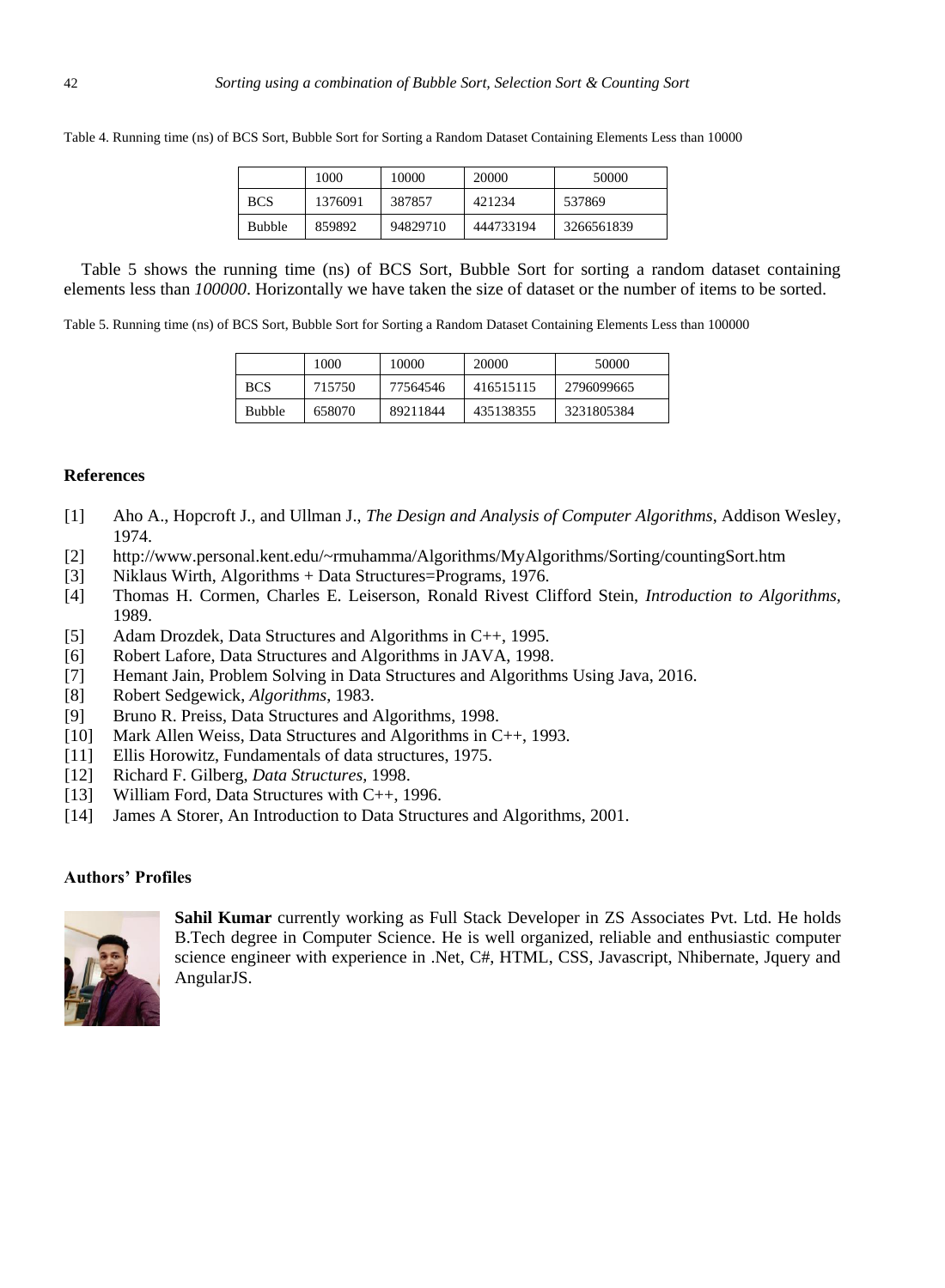Table 4. Running time (ns) of BCS Sort, Bubble Sort for Sorting a Random Dataset Containing Elements Less than 10000

| | 1000 | 10000 | 20000 | 50000 |
|---|---|---|---|---|
| BCS | 1376091 | 387857 | 421234 | 537869 |
| Bubble | 859892 | 94829710 | 444733194 | 3266561839 |

Table 5 shows the running time (ns) of BCS Sort, Bubble Sort for sorting a random dataset containing elements less than *100000*. Horizontally we have taken the size of dataset or the number of items to be sorted.

Table 5. Running time (ns) of BCS Sort, Bubble Sort for Sorting a Random Dataset Containing Elements Less than 100000

| | 1000 | 10000 | 20000 | 50000 |
|---|---|---|---|---|
| BCS | 715750 | 77564546 | 416515115 | 2796099665 |
| Bubble | 658070 | 89211844 | 435138355 | 3231805384 |

## References

[1] Aho A., Hopcroft J., and Ullman J., *The Design and Analysis of Computer Algorithms*, Addison Wesley, 1974.

[2] http://www.personal.kent.edu/~rmuhamma/Algorithms/MyAlgorithms/Sorting/countingSort.htm

[3] Niklaus Wirth, Algorithms + Data Structures=Programs, 1976.

[4] Thomas H. Cormen, Charles E. Leiserson, Ronald Rivest Clifford Stein, *Introduction to Algorithms*, 1989.

[5] Adam Drozdek, Data Structures and Algorithms in C++, 1995.

[6] Robert Lafore, Data Structures and Algorithms in JAVA, 1998.

[7] Hemant Jain, Problem Solving in Data Structures and Algorithms Using Java, 2016.

[8] Robert Sedgewick, *Algorithms*, 1983.

[9] Bruno R. Preiss, Data Structures and Algorithms, 1998.

[10] Mark Allen Weiss, Data Structures and Algorithms in C++, 1993.

[11] Ellis Horowitz, Fundamentals of data structures, 1975.

[12] Richard F. Gilberg, *Data Structures*, 1998.

[13] William Ford, Data Structures with C++, 1996.

[14] James A Storer, An Introduction to Data Structures and Algorithms, 2001.

## Authors' Profiles

**Sahil Kumar** currently working as Full Stack Developer in ZS Associates Pvt. Ltd. He holds B.Tech degree in Computer Science. He is well organized, reliable and enthusiastic computer science engineer with experience in .Net, C#, HTML, CSS, Javascript, Nhibernate, Jquery and AngularJS.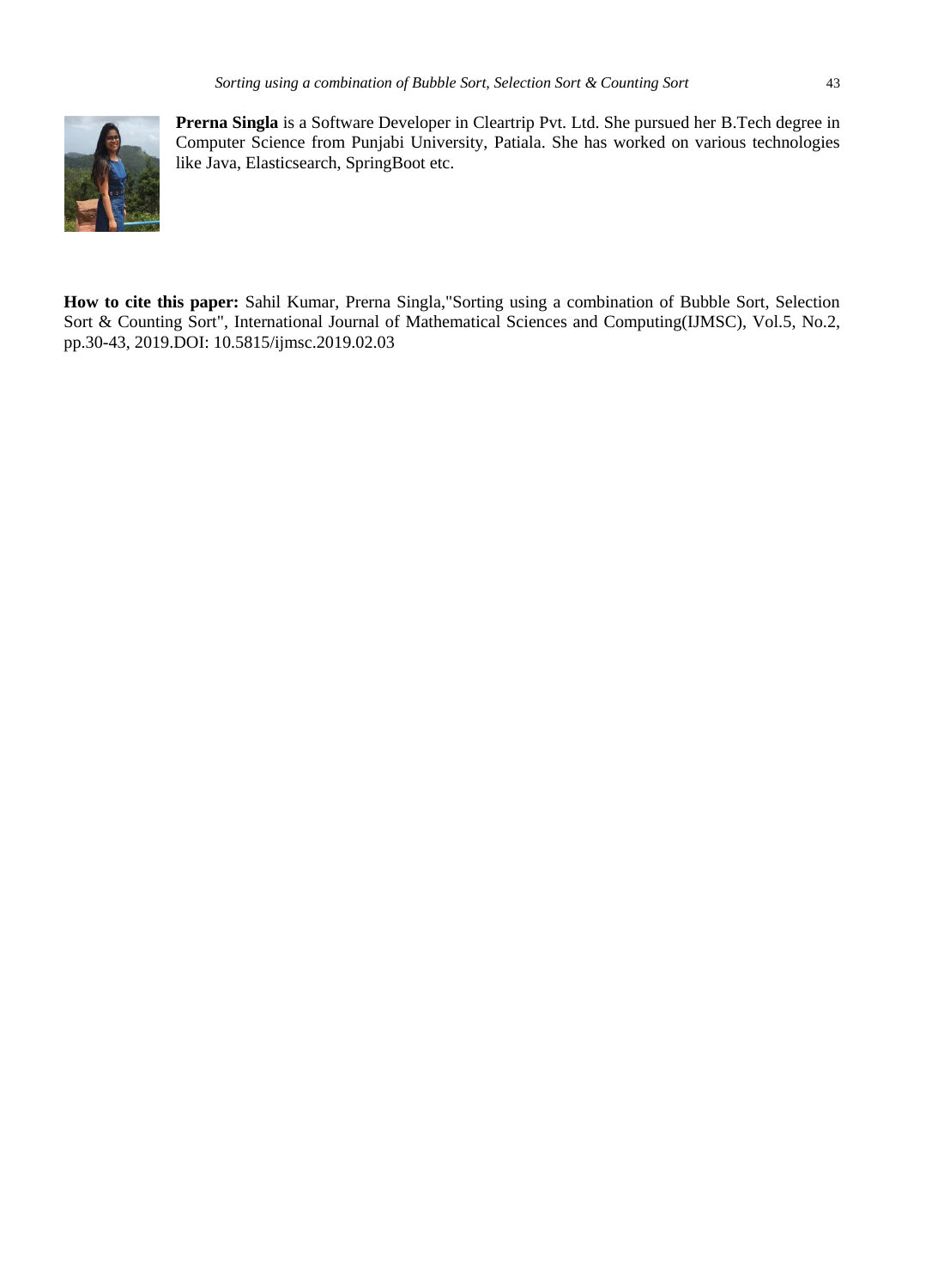**Prerna Singla** is a Software Developer in Cleartrip Pvt. Ltd. She pursued her B.Tech degree in Computer Science from Punjabi University, Patiala. She has worked on various technologies like Java, Elasticsearch, SpringBoot etc.

**How to cite this paper:** Sahil Kumar, Prerna Singla,"Sorting using a combination of Bubble Sort, Selection Sort & Counting Sort", International Journal of Mathematical Sciences and Computing(IJMSC), Vol.5, No.2, pp.30-43, 2019.DOI: 10.5815/ijmsc.2019.02.03